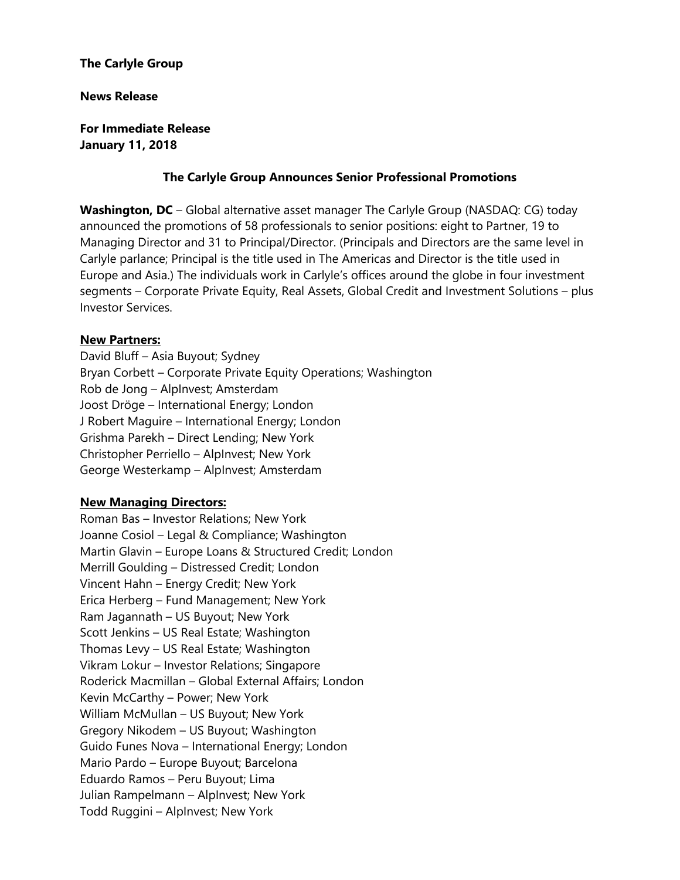**The Carlyle Group**

**News Release**

**For Immediate Release**
**January 11, 2018**

## The Carlyle Group Announces Senior Professional Promotions

**Washington, DC** – Global alternative asset manager The Carlyle Group (NASDAQ: CG) today announced the promotions of 58 professionals to senior positions: eight to Partner, 19 to Managing Director and 31 to Principal/Director. (Principals and Directors are the same level in Carlyle parlance; Principal is the title used in The Americas and Director is the title used in Europe and Asia.) The individuals work in Carlyle's offices around the globe in four investment segments – Corporate Private Equity, Real Assets, Global Credit and Investment Solutions – plus Investor Services.

**New Partners:**

David Bluff – Asia Buyout; Sydney
Bryan Corbett – Corporate Private Equity Operations; Washington
Rob de Jong – AlpInvest; Amsterdam
Joost Dröge – International Energy; London
J Robert Maguire – International Energy; London
Grishma Parekh – Direct Lending; New York
Christopher Perriello – AlpInvest; New York
George Westerkamp – AlpInvest; Amsterdam

**New Managing Directors:**

Roman Bas – Investor Relations; New York
Joanne Cosiol – Legal & Compliance; Washington
Martin Glavin – Europe Loans & Structured Credit; London
Merrill Goulding – Distressed Credit; London
Vincent Hahn – Energy Credit; New York
Erica Herberg – Fund Management; New York
Ram Jagannath – US Buyout; New York
Scott Jenkins – US Real Estate; Washington
Thomas Levy – US Real Estate; Washington
Vikram Lokur – Investor Relations; Singapore
Roderick Macmillan – Global External Affairs; London
Kevin McCarthy – Power; New York
William McMullan – US Buyout; New York
Gregory Nikodem – US Buyout; Washington
Guido Funes Nova – International Energy; London
Mario Pardo – Europe Buyout; Barcelona
Eduardo Ramos – Peru Buyout; Lima
Julian Rampelmann – AlpInvest; New York
Todd Ruggini – AlpInvest; New York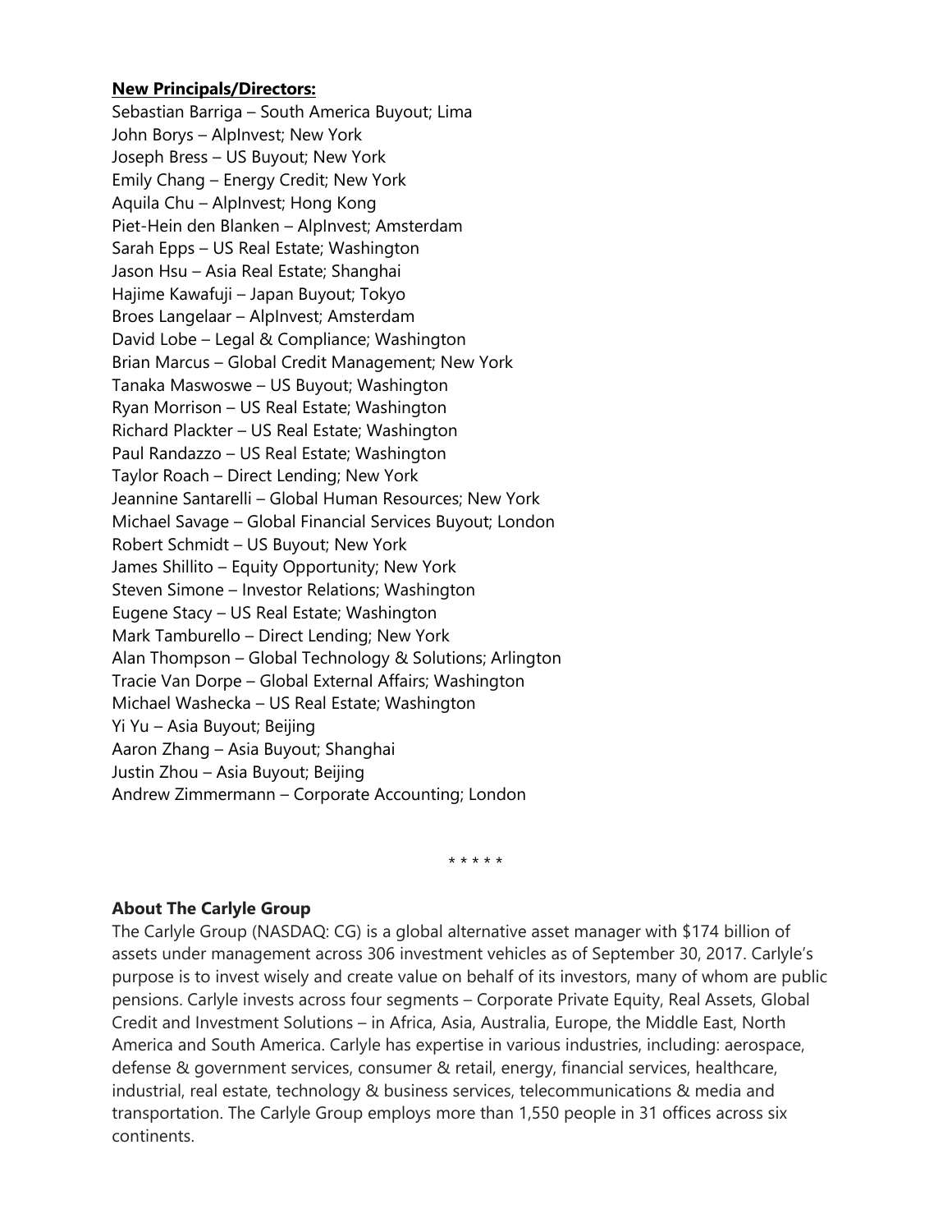**New Principals/Directors:**

Sebastian Barriga – South America Buyout; Lima
John Borys – AlpInvest; New York
Joseph Bress – US Buyout; New York
Emily Chang – Energy Credit; New York
Aquila Chu – AlpInvest; Hong Kong
Piet-Hein den Blanken – AlpInvest; Amsterdam
Sarah Epps – US Real Estate; Washington
Jason Hsu – Asia Real Estate; Shanghai
Hajime Kawafuji – Japan Buyout; Tokyo
Broes Langelaar – AlpInvest; Amsterdam
David Lobe – Legal & Compliance; Washington
Brian Marcus – Global Credit Management; New York
Tanaka Maswoswe – US Buyout; Washington
Ryan Morrison – US Real Estate; Washington
Richard Plackter – US Real Estate; Washington
Paul Randazzo – US Real Estate; Washington
Taylor Roach – Direct Lending; New York
Jeannine Santarelli – Global Human Resources; New York
Michael Savage – Global Financial Services Buyout; London
Robert Schmidt – US Buyout; New York
James Shillito – Equity Opportunity; New York
Steven Simone – Investor Relations; Washington
Eugene Stacy – US Real Estate; Washington
Mark Tamburello – Direct Lending; New York
Alan Thompson – Global Technology & Solutions; Arlington
Tracie Van Dorpe – Global External Affairs; Washington
Michael Washecka – US Real Estate; Washington
Yi Yu – Asia Buyout; Beijing
Aaron Zhang – Asia Buyout; Shanghai
Justin Zhou – Asia Buyout; Beijing
Andrew Zimmermann – Corporate Accounting; London

\* \* \* \* \*

**About The Carlyle Group**

The Carlyle Group (NASDAQ: CG) is a global alternative asset manager with $174 billion of assets under management across 306 investment vehicles as of September 30, 2017. Carlyle's purpose is to invest wisely and create value on behalf of its investors, many of whom are public pensions. Carlyle invests across four segments – Corporate Private Equity, Real Assets, Global Credit and Investment Solutions – in Africa, Asia, Australia, Europe, the Middle East, North America and South America. Carlyle has expertise in various industries, including: aerospace, defense & government services, consumer & retail, energy, financial services, healthcare, industrial, real estate, technology & business services, telecommunications & media and transportation. The Carlyle Group employs more than 1,550 people in 31 offices across six continents.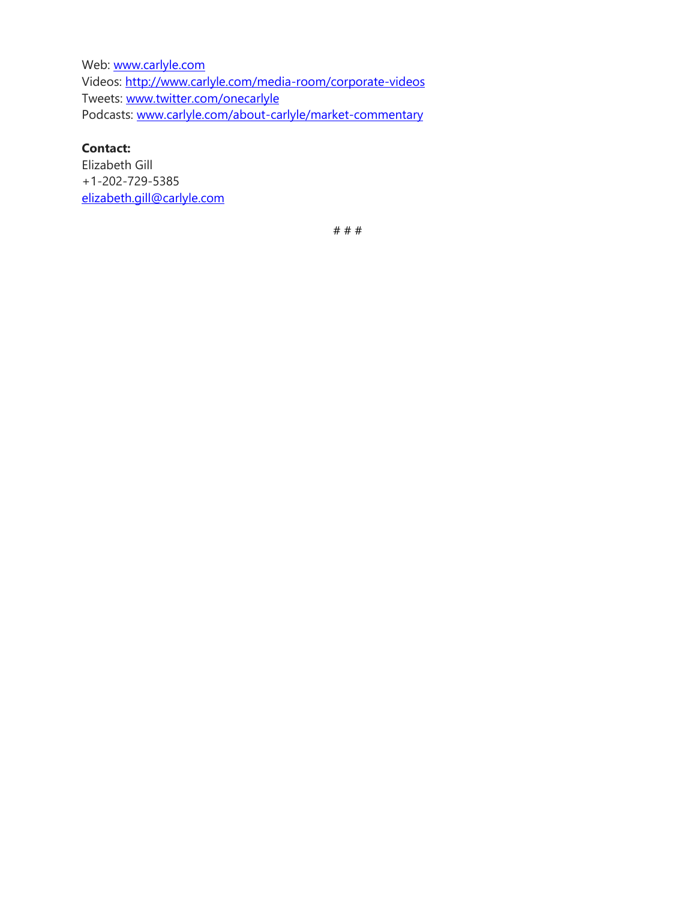Web: [www.carlyle.com](http://www.carlyle.com)
Videos: [http://www.carlyle.com/media-room/corporate-videos](http://www.carlyle.com/media-room/corporate-videos)
Tweets: [www.twitter.com/onecarlyle](http://www.twitter.com/onecarlyle)
Podcasts: [www.carlyle.com/about-carlyle/market-commentary](http://www.carlyle.com/about-carlyle/market-commentary)

**Contact:**
Elizabeth Gill
+1-202-729-5385
[elizabeth.gill@carlyle.com](mailto:elizabeth.gill@carlyle.com)

# # #